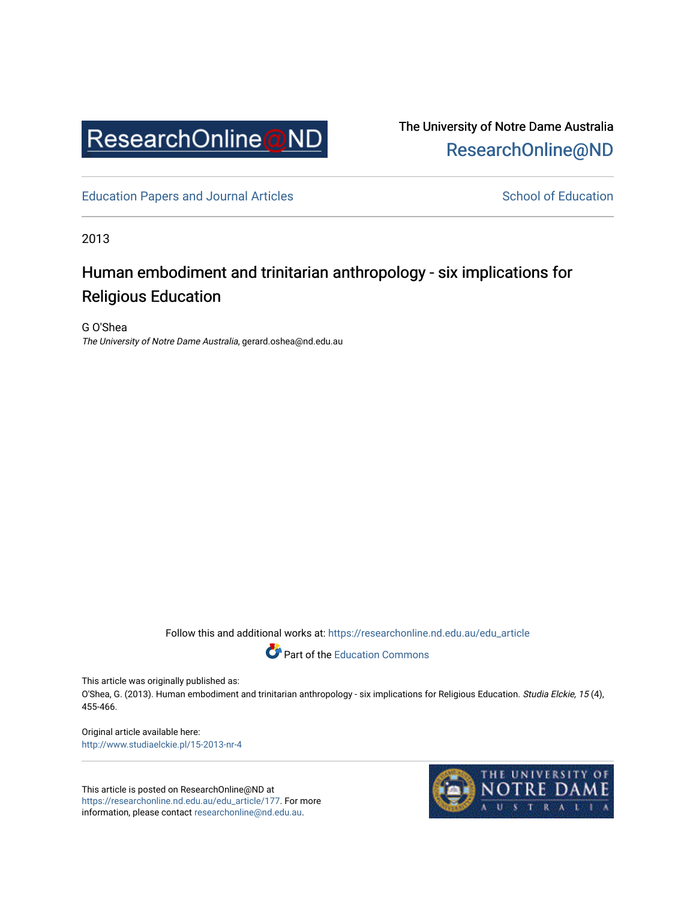ResearchOnline@ND

The University of Notre Dame Australia
ResearchOnline@ND

Education Papers and Journal Articles

School of Education

2013

# Human embodiment and trinitarian anthropology - six implications for Religious Education

G O'Shea
*The University of Notre Dame Australia*, gerard.oshea@nd.edu.au

Follow this and additional works at: https://researchonline.nd.edu.au/edu_article

Part of the Education Commons

This article was originally published as:
O'Shea, G. (2013). Human embodiment and trinitarian anthropology - six implications for Religious Education. *Studia Elckie, 15* (4), 455-466.

Original article available here:
http://www.studiaelckie.pl/15-2013-nr-4

This article is posted on ResearchOnline@ND at https://researchonline.nd.edu.au/edu_article/177. For more information, please contact researchonline@nd.edu.au.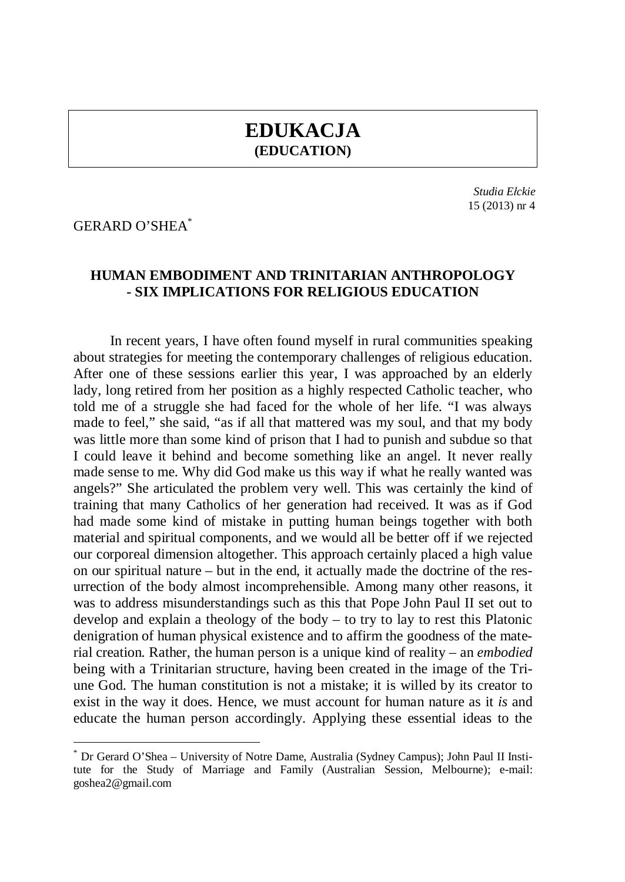# EDUKACJA
## (EDUCATION)

*Studia Ełckie*
15 (2013) nr 4

GERARD O'SHEA[*]

### HUMAN EMBODIMENT AND TRINITARIAN ANTHROPOLOGY - SIX IMPLICATIONS FOR RELIGIOUS EDUCATION

In recent years, I have often found myself in rural communities speaking about strategies for meeting the contemporary challenges of religious education. After one of these sessions earlier this year, I was approached by an elderly lady, long retired from her position as a highly respected Catholic teacher, who told me of a struggle she had faced for the whole of her life. "I was always made to feel," she said, "as if all that mattered was my soul, and that my body was little more than some kind of prison that I had to punish and subdue so that I could leave it behind and become something like an angel. It never really made sense to me. Why did God make us this way if what he really wanted was angels?" She articulated the problem very well. This was certainly the kind of training that many Catholics of her generation had received. It was as if God had made some kind of mistake in putting human beings together with both material and spiritual components, and we would all be better off if we rejected our corporeal dimension altogether. This approach certainly placed a high value on our spiritual nature – but in the end, it actually made the doctrine of the resurrection of the body almost incomprehensible. Among many other reasons, it was to address misunderstandings such as this that Pope John Paul II set out to develop and explain a theology of the body – to try to lay to rest this Platonic denigration of human physical existence and to affirm the goodness of the material creation. Rather, the human person is a unique kind of reality – an *embodied* being with a Trinitarian structure, having been created in the image of the Triune God. The human constitution is not a mistake; it is willed by its creator to exist in the way it does. Hence, we must account for human nature as it *is* and educate the human person accordingly. Applying these essential ideas to the

---

[*] Dr Gerard O'Shea – University of Notre Dame, Australia (Sydney Campus); John Paul II Institute for the Study of Marriage and Family (Australian Session, Melbourne); e-mail: goshea2@gmail.com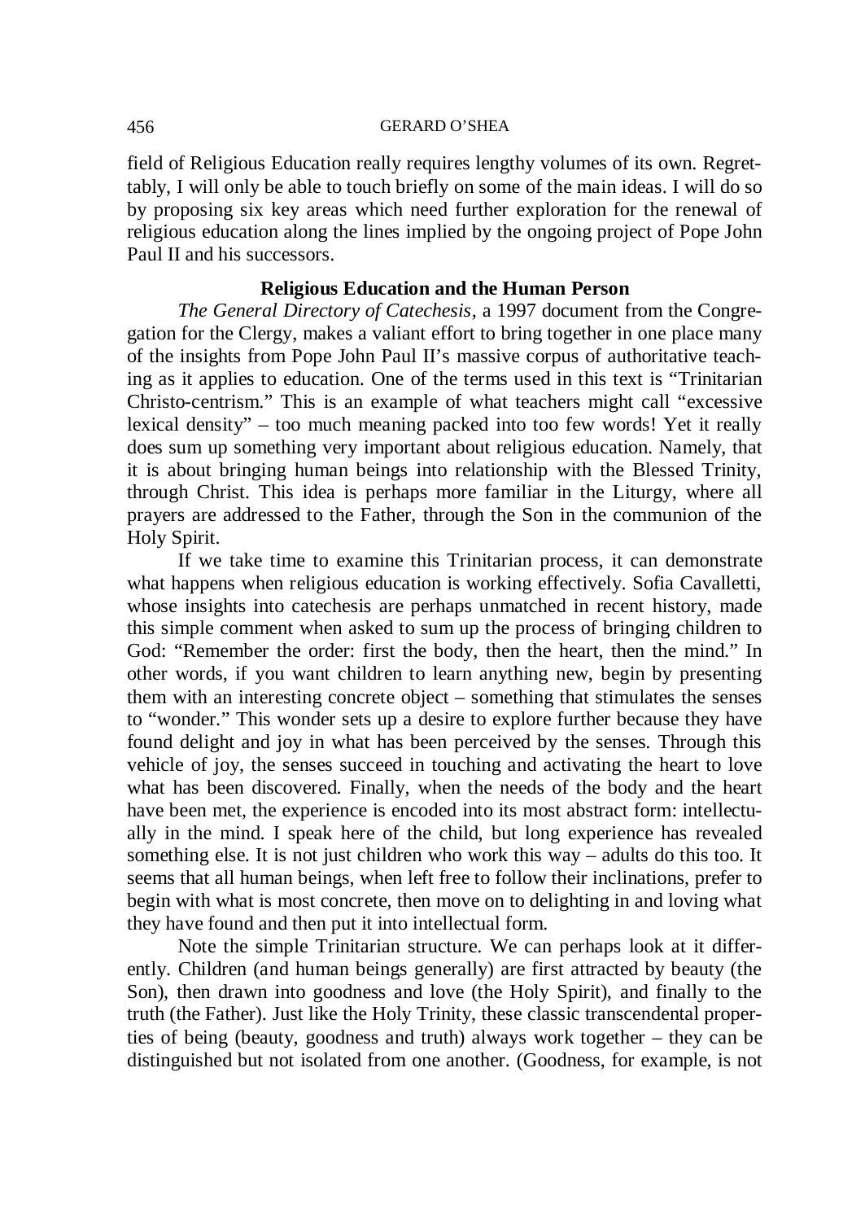field of Religious Education really requires lengthy volumes of its own. Regrettably, I will only be able to touch briefly on some of the main ideas. I will do so by proposing six key areas which need further exploration for the renewal of religious education along the lines implied by the ongoing project of Pope John Paul II and his successors.

## Religious Education and the Human Person

*The General Directory of Catechesis*, a 1997 document from the Congregation for the Clergy, makes a valiant effort to bring together in one place many of the insights from Pope John Paul II's massive corpus of authoritative teaching as it applies to education. One of the terms used in this text is "Trinitarian Christo-centrism." This is an example of what teachers might call "excessive lexical density" – too much meaning packed into too few words! Yet it really does sum up something very important about religious education. Namely, that it is about bringing human beings into relationship with the Blessed Trinity, through Christ. This idea is perhaps more familiar in the Liturgy, where all prayers are addressed to the Father, through the Son in the communion of the Holy Spirit.

If we take time to examine this Trinitarian process, it can demonstrate what happens when religious education is working effectively. Sofia Cavalletti, whose insights into catechesis are perhaps unmatched in recent history, made this simple comment when asked to sum up the process of bringing children to God: "Remember the order: first the body, then the heart, then the mind." In other words, if you want children to learn anything new, begin by presenting them with an interesting concrete object – something that stimulates the senses to "wonder." This wonder sets up a desire to explore further because they have found delight and joy in what has been perceived by the senses. Through this vehicle of joy, the senses succeed in touching and activating the heart to love what has been discovered. Finally, when the needs of the body and the heart have been met, the experience is encoded into its most abstract form: intellectually in the mind. I speak here of the child, but long experience has revealed something else. It is not just children who work this way – adults do this too. It seems that all human beings, when left free to follow their inclinations, prefer to begin with what is most concrete, then move on to delighting in and loving what they have found and then put it into intellectual form.

Note the simple Trinitarian structure. We can perhaps look at it differently. Children (and human beings generally) are first attracted by beauty (the Son), then drawn into goodness and love (the Holy Spirit), and finally to the truth (the Father). Just like the Holy Trinity, these classic transcendental properties of being (beauty, goodness and truth) always work together – they can be distinguished but not isolated from one another. (Goodness, for example, is not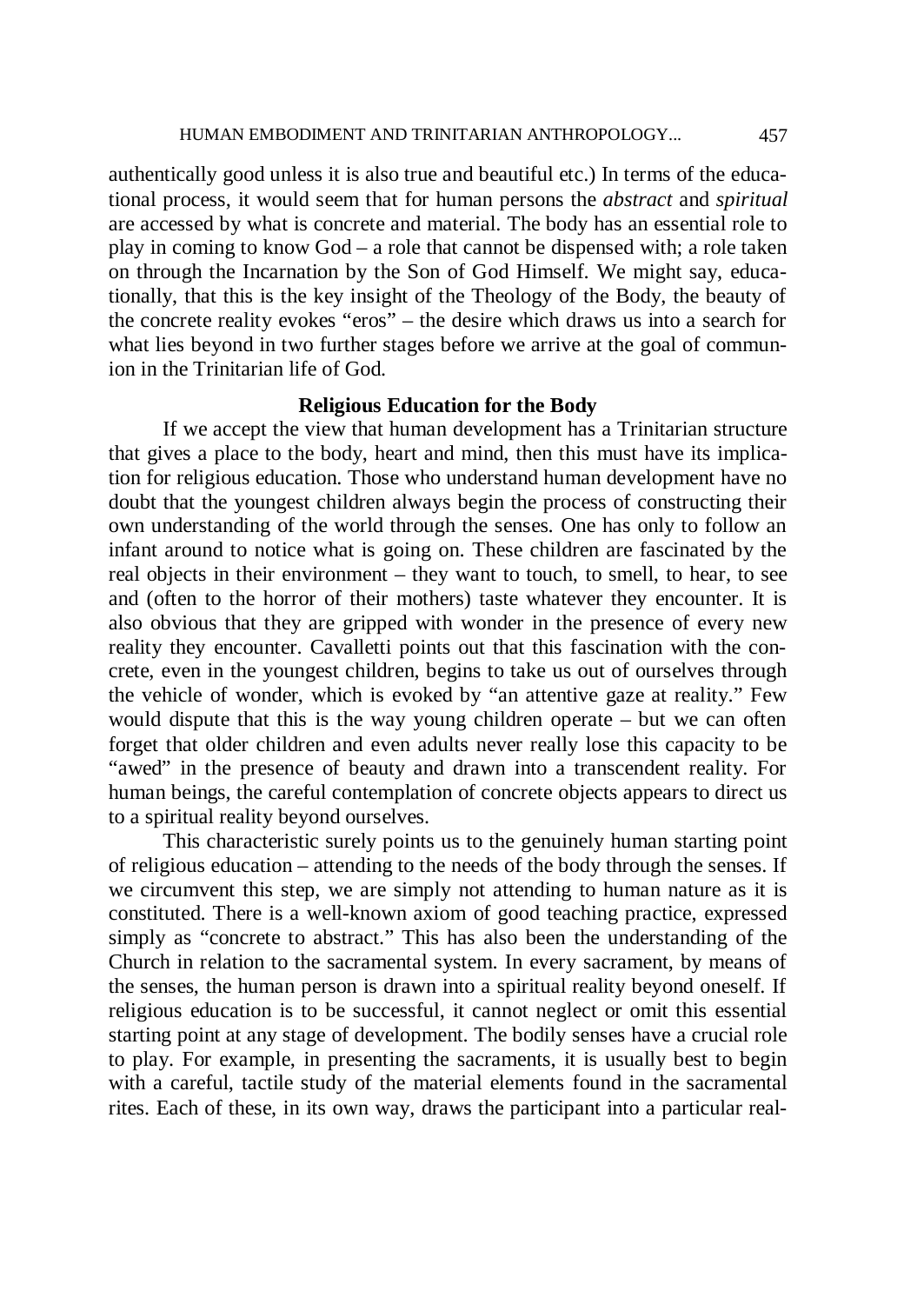authentically good unless it is also true and beautiful etc.) In terms of the educational process, it would seem that for human persons the *abstract* and *spiritual* are accessed by what is concrete and material. The body has an essential role to play in coming to know God – a role that cannot be dispensed with; a role taken on through the Incarnation by the Son of God Himself. We might say, educationally, that this is the key insight of the Theology of the Body, the beauty of the concrete reality evokes "eros" – the desire which draws us into a search for what lies beyond in two further stages before we arrive at the goal of communion in the Trinitarian life of God.

## Religious Education for the Body

If we accept the view that human development has a Trinitarian structure that gives a place to the body, heart and mind, then this must have its implication for religious education. Those who understand human development have no doubt that the youngest children always begin the process of constructing their own understanding of the world through the senses. One has only to follow an infant around to notice what is going on. These children are fascinated by the real objects in their environment – they want to touch, to smell, to hear, to see and (often to the horror of their mothers) taste whatever they encounter. It is also obvious that they are gripped with wonder in the presence of every new reality they encounter. Cavalletti points out that this fascination with the concrete, even in the youngest children, begins to take us out of ourselves through the vehicle of wonder, which is evoked by "an attentive gaze at reality." Few would dispute that this is the way young children operate – but we can often forget that older children and even adults never really lose this capacity to be "awed" in the presence of beauty and drawn into a transcendent reality. For human beings, the careful contemplation of concrete objects appears to direct us to a spiritual reality beyond ourselves.

This characteristic surely points us to the genuinely human starting point of religious education – attending to the needs of the body through the senses. If we circumvent this step, we are simply not attending to human nature as it is constituted. There is a well-known axiom of good teaching practice, expressed simply as "concrete to abstract." This has also been the understanding of the Church in relation to the sacramental system. In every sacrament, by means of the senses, the human person is drawn into a spiritual reality beyond oneself. If religious education is to be successful, it cannot neglect or omit this essential starting point at any stage of development. The bodily senses have a crucial role to play. For example, in presenting the sacraments, it is usually best to begin with a careful, tactile study of the material elements found in the sacramental rites. Each of these, in its own way, draws the participant into a particular real-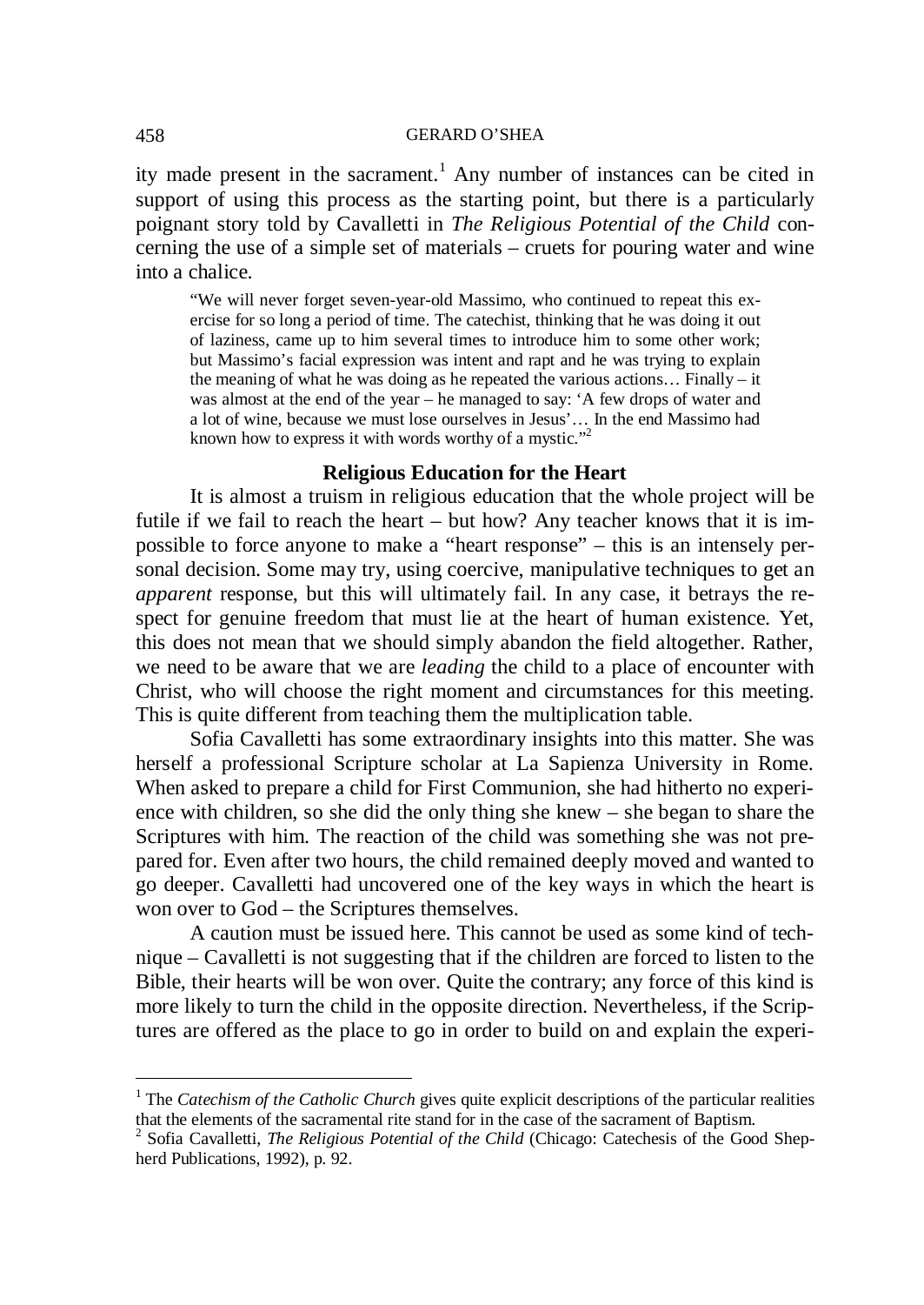ity made present in the sacrament.[1] Any number of instances can be cited in support of using this process as the starting point, but there is a particularly poignant story told by Cavalletti in *The Religious Potential of the Child* concerning the use of a simple set of materials – cruets for pouring water and wine into a chalice.

> "We will never forget seven-year-old Massimo, who continued to repeat this exercise for so long a period of time. The catechist, thinking that he was doing it out of laziness, came up to him several times to introduce him to some other work; but Massimo's facial expression was intent and rapt and he was trying to explain the meaning of what he was doing as he repeated the various actions… Finally – it was almost at the end of the year – he managed to say: 'A few drops of water and a lot of wine, because we must lose ourselves in Jesus'… In the end Massimo had known how to express it with words worthy of a mystic."[2]

### Religious Education for the Heart

It is almost a truism in religious education that the whole project will be futile if we fail to reach the heart – but how? Any teacher knows that it is impossible to force anyone to make a "heart response" – this is an intensely personal decision. Some may try, using coercive, manipulative techniques to get an *apparent* response, but this will ultimately fail. In any case, it betrays the respect for genuine freedom that must lie at the heart of human existence. Yet, this does not mean that we should simply abandon the field altogether. Rather, we need to be aware that we are *leading* the child to a place of encounter with Christ, who will choose the right moment and circumstances for this meeting. This is quite different from teaching them the multiplication table.

Sofia Cavalletti has some extraordinary insights into this matter. She was herself a professional Scripture scholar at La Sapienza University in Rome. When asked to prepare a child for First Communion, she had hitherto no experience with children, so she did the only thing she knew – she began to share the Scriptures with him. The reaction of the child was something she was not prepared for. Even after two hours, the child remained deeply moved and wanted to go deeper. Cavalletti had uncovered one of the key ways in which the heart is won over to God – the Scriptures themselves.

A caution must be issued here. This cannot be used as some kind of technique – Cavalletti is not suggesting that if the children are forced to listen to the Bible, their hearts will be won over. Quite the contrary; any force of this kind is more likely to turn the child in the opposite direction. Nevertheless, if the Scriptures are offered as the place to go in order to build on and explain the experi-

---

[1] The *Catechism of the Catholic Church* gives quite explicit descriptions of the particular realities that the elements of the sacramental rite stand for in the case of the sacrament of Baptism.

[2] Sofia Cavalletti, *The Religious Potential of the Child* (Chicago: Catechesis of the Good Shepherd Publications, 1992), p. 92.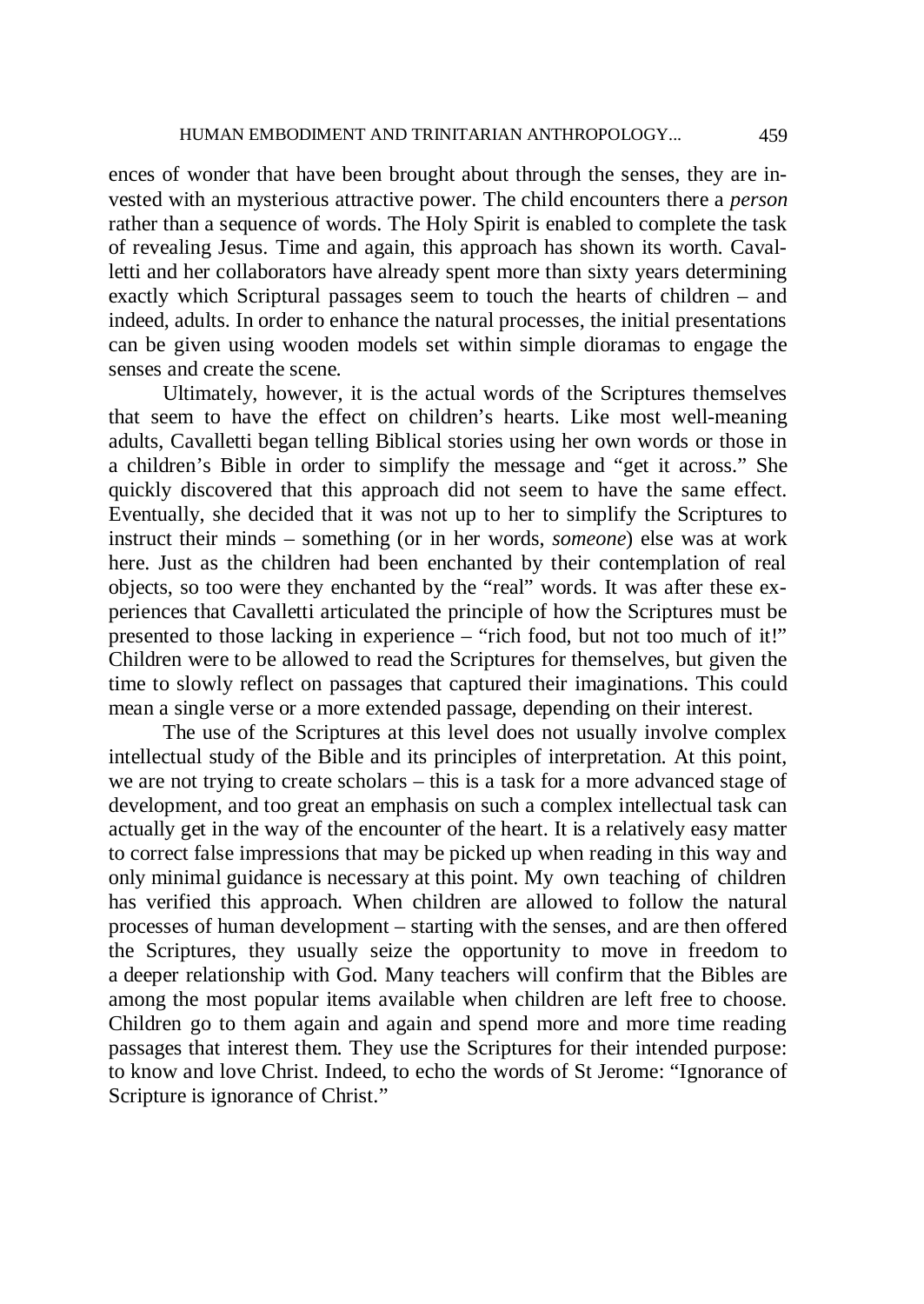ences of wonder that have been brought about through the senses, they are invested with an mysterious attractive power. The child encounters there a *person* rather than a sequence of words. The Holy Spirit is enabled to complete the task of revealing Jesus. Time and again, this approach has shown its worth. Cavalletti and her collaborators have already spent more than sixty years determining exactly which Scriptural passages seem to touch the hearts of children – and indeed, adults. In order to enhance the natural processes, the initial presentations can be given using wooden models set within simple dioramas to engage the senses and create the scene.

Ultimately, however, it is the actual words of the Scriptures themselves that seem to have the effect on children's hearts. Like most well-meaning adults, Cavalletti began telling Biblical stories using her own words or those in a children's Bible in order to simplify the message and "get it across." She quickly discovered that this approach did not seem to have the same effect. Eventually, she decided that it was not up to her to simplify the Scriptures to instruct their minds – something (or in her words, *someone*) else was at work here. Just as the children had been enchanted by their contemplation of real objects, so too were they enchanted by the "real" words. It was after these experiences that Cavalletti articulated the principle of how the Scriptures must be presented to those lacking in experience – "rich food, but not too much of it!" Children were to be allowed to read the Scriptures for themselves, but given the time to slowly reflect on passages that captured their imaginations. This could mean a single verse or a more extended passage, depending on their interest.

The use of the Scriptures at this level does not usually involve complex intellectual study of the Bible and its principles of interpretation. At this point, we are not trying to create scholars – this is a task for a more advanced stage of development, and too great an emphasis on such a complex intellectual task can actually get in the way of the encounter of the heart. It is a relatively easy matter to correct false impressions that may be picked up when reading in this way and only minimal guidance is necessary at this point. My own teaching of children has verified this approach. When children are allowed to follow the natural processes of human development – starting with the senses, and are then offered the Scriptures, they usually seize the opportunity to move in freedom to a deeper relationship with God. Many teachers will confirm that the Bibles are among the most popular items available when children are left free to choose. Children go to them again and again and spend more and more time reading passages that interest them. They use the Scriptures for their intended purpose: to know and love Christ. Indeed, to echo the words of St Jerome: "Ignorance of Scripture is ignorance of Christ."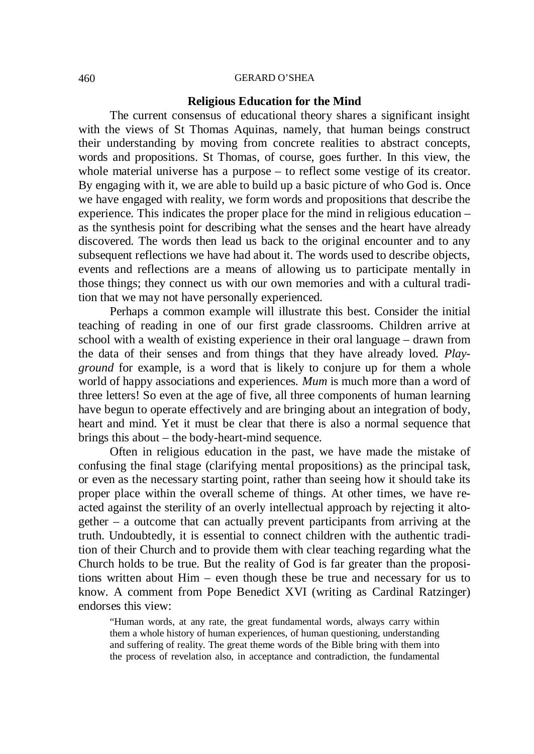### Religious Education for the Mind

The current consensus of educational theory shares a significant insight with the views of St Thomas Aquinas, namely, that human beings construct their understanding by moving from concrete realities to abstract concepts, words and propositions. St Thomas, of course, goes further. In this view, the whole material universe has a purpose – to reflect some vestige of its creator. By engaging with it, we are able to build up a basic picture of who God is. Once we have engaged with reality, we form words and propositions that describe the experience. This indicates the proper place for the mind in religious education – as the synthesis point for describing what the senses and the heart have already discovered. The words then lead us back to the original encounter and to any subsequent reflections we have had about it. The words used to describe objects, events and reflections are a means of allowing us to participate mentally in those things; they connect us with our own memories and with a cultural tradition that we may not have personally experienced.

Perhaps a common example will illustrate this best. Consider the initial teaching of reading in one of our first grade classrooms. Children arrive at school with a wealth of existing experience in their oral language – drawn from the data of their senses and from things that they have already loved. *Playground* for example, is a word that is likely to conjure up for them a whole world of happy associations and experiences. *Mum* is much more than a word of three letters! So even at the age of five, all three components of human learning have begun to operate effectively and are bringing about an integration of body, heart and mind. Yet it must be clear that there is also a normal sequence that brings this about – the body-heart-mind sequence.

Often in religious education in the past, we have made the mistake of confusing the final stage (clarifying mental propositions) as the principal task, or even as the necessary starting point, rather than seeing how it should take its proper place within the overall scheme of things. At other times, we have reacted against the sterility of an overly intellectual approach by rejecting it altogether – a outcome that can actually prevent participants from arriving at the truth. Undoubtedly, it is essential to connect children with the authentic tradition of their Church and to provide them with clear teaching regarding what the Church holds to be true. But the reality of God is far greater than the propositions written about Him – even though these be true and necessary for us to know. A comment from Pope Benedict XVI (writing as Cardinal Ratzinger) endorses this view:

> "Human words, at any rate, the great fundamental words, always carry within them a whole history of human experiences, of human questioning, understanding and suffering of reality. The great theme words of the Bible bring with them into the process of revelation also, in acceptance and contradiction, the fundamental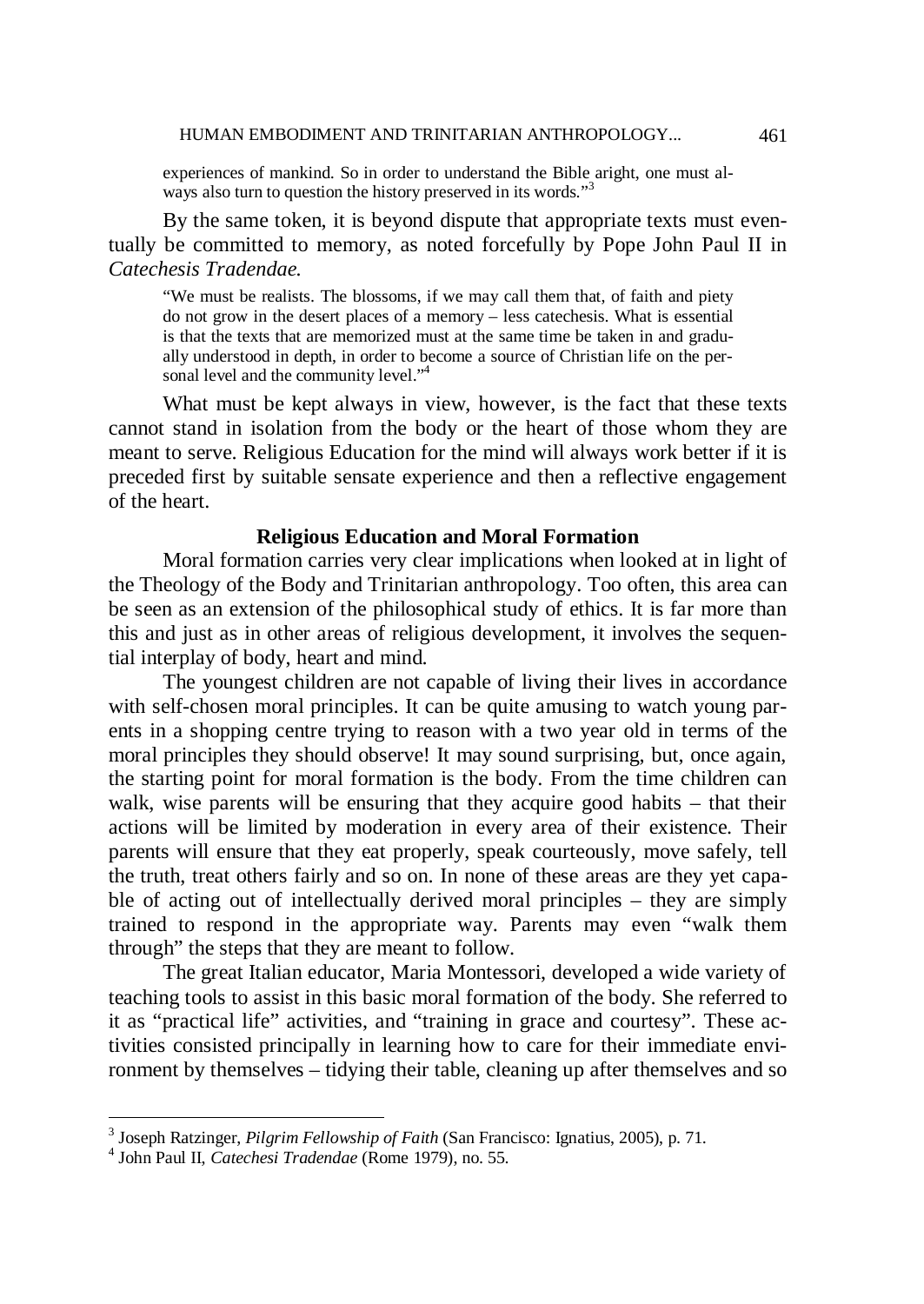experiences of mankind. So in order to understand the Bible aright, one must always also turn to question the history preserved in its words."[3]

By the same token, it is beyond dispute that appropriate texts must eventually be committed to memory, as noted forcefully by Pope John Paul II in *Catechesis Tradendae.*

> "We must be realists. The blossoms, if we may call them that, of faith and piety do not grow in the desert places of a memory – less catechesis. What is essential is that the texts that are memorized must at the same time be taken in and gradually understood in depth, in order to become a source of Christian life on the personal level and the community level."[4]

What must be kept always in view, however, is the fact that these texts cannot stand in isolation from the body or the heart of those whom they are meant to serve. Religious Education for the mind will always work better if it is preceded first by suitable sensate experience and then a reflective engagement of the heart.

## Religious Education and Moral Formation

Moral formation carries very clear implications when looked at in light of the Theology of the Body and Trinitarian anthropology. Too often, this area can be seen as an extension of the philosophical study of ethics. It is far more than this and just as in other areas of religious development, it involves the sequential interplay of body, heart and mind.

The youngest children are not capable of living their lives in accordance with self-chosen moral principles. It can be quite amusing to watch young parents in a shopping centre trying to reason with a two year old in terms of the moral principles they should observe! It may sound surprising, but, once again, the starting point for moral formation is the body. From the time children can walk, wise parents will be ensuring that they acquire good habits – that their actions will be limited by moderation in every area of their existence. Their parents will ensure that they eat properly, speak courteously, move safely, tell the truth, treat others fairly and so on. In none of these areas are they yet capable of acting out of intellectually derived moral principles – they are simply trained to respond in the appropriate way. Parents may even "walk them through" the steps that they are meant to follow.

The great Italian educator, Maria Montessori, developed a wide variety of teaching tools to assist in this basic moral formation of the body. She referred to it as "practical life" activities, and "training in grace and courtesy". These activities consisted principally in learning how to care for their immediate environment by themselves – tidying their table, cleaning up after themselves and so

---

[3] Joseph Ratzinger, *Pilgrim Fellowship of Faith* (San Francisco: Ignatius, 2005), p. 71.

[4] John Paul II, *Catechesi Tradendae* (Rome 1979), no. 55.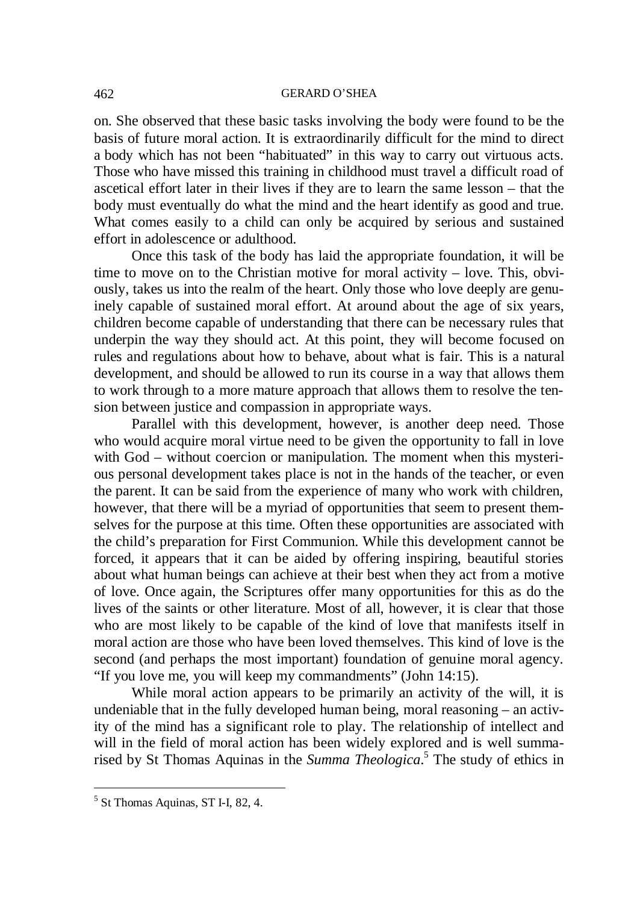on. She observed that these basic tasks involving the body were found to be the basis of future moral action. It is extraordinarily difficult for the mind to direct a body which has not been "habituated" in this way to carry out virtuous acts. Those who have missed this training in childhood must travel a difficult road of ascetical effort later in their lives if they are to learn the same lesson – that the body must eventually do what the mind and the heart identify as good and true. What comes easily to a child can only be acquired by serious and sustained effort in adolescence or adulthood.

Once this task of the body has laid the appropriate foundation, it will be time to move on to the Christian motive for moral activity – love. This, obviously, takes us into the realm of the heart. Only those who love deeply are genuinely capable of sustained moral effort. At around about the age of six years, children become capable of understanding that there can be necessary rules that underpin the way they should act. At this point, they will become focused on rules and regulations about how to behave, about what is fair. This is a natural development, and should be allowed to run its course in a way that allows them to work through to a more mature approach that allows them to resolve the tension between justice and compassion in appropriate ways.

Parallel with this development, however, is another deep need. Those who would acquire moral virtue need to be given the opportunity to fall in love with God – without coercion or manipulation. The moment when this mysterious personal development takes place is not in the hands of the teacher, or even the parent. It can be said from the experience of many who work with children, however, that there will be a myriad of opportunities that seem to present themselves for the purpose at this time. Often these opportunities are associated with the child's preparation for First Communion. While this development cannot be forced, it appears that it can be aided by offering inspiring, beautiful stories about what human beings can achieve at their best when they act from a motive of love. Once again, the Scriptures offer many opportunities for this as do the lives of the saints or other literature. Most of all, however, it is clear that those who are most likely to be capable of the kind of love that manifests itself in moral action are those who have been loved themselves. This kind of love is the second (and perhaps the most important) foundation of genuine moral agency. "If you love me, you will keep my commandments" (John 14:15).

While moral action appears to be primarily an activity of the will, it is undeniable that in the fully developed human being, moral reasoning – an activity of the mind has a significant role to play. The relationship of intellect and will in the field of moral action has been widely explored and is well summarised by St Thomas Aquinas in the *Summa Theologica*.[5] The study of ethics in

[5] St Thomas Aquinas, ST I-I, 82, 4.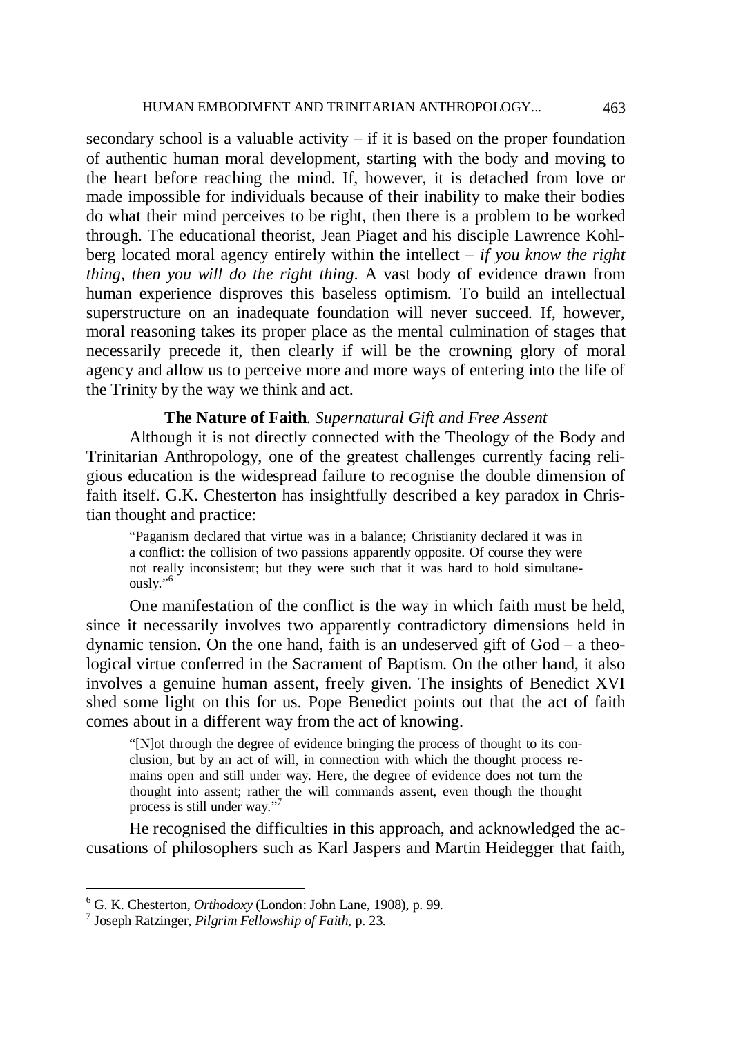secondary school is a valuable activity – if it is based on the proper foundation of authentic human moral development, starting with the body and moving to the heart before reaching the mind. If, however, it is detached from love or made impossible for individuals because of their inability to make their bodies do what their mind perceives to be right, then there is a problem to be worked through. The educational theorist, Jean Piaget and his disciple Lawrence Kohlberg located moral agency entirely within the intellect – *if you know the right thing, then you will do the right thing*. A vast body of evidence drawn from human experience disproves this baseless optimism. To build an intellectual superstructure on an inadequate foundation will never succeed. If, however, moral reasoning takes its proper place as the mental culmination of stages that necessarily precede it, then clearly if will be the crowning glory of moral agency and allow us to perceive more and more ways of entering into the life of the Trinity by the way we think and act.

**The Nature of Faith**. *Supernatural Gift and Free Assent*

Although it is not directly connected with the Theology of the Body and Trinitarian Anthropology, one of the greatest challenges currently facing religious education is the widespread failure to recognise the double dimension of faith itself. G.K. Chesterton has insightfully described a key paradox in Christian thought and practice:

> "Paganism declared that virtue was in a balance; Christianity declared it was in a conflict: the collision of two passions apparently opposite. Of course they were not really inconsistent; but they were such that it was hard to hold simultaneously."[6]

One manifestation of the conflict is the way in which faith must be held, since it necessarily involves two apparently contradictory dimensions held in dynamic tension. On the one hand, faith is an undeserved gift of God – a theological virtue conferred in the Sacrament of Baptism. On the other hand, it also involves a genuine human assent, freely given. The insights of Benedict XVI shed some light on this for us. Pope Benedict points out that the act of faith comes about in a different way from the act of knowing.

> "[N]ot through the degree of evidence bringing the process of thought to its conclusion, but by an act of will, in connection with which the thought process remains open and still under way. Here, the degree of evidence does not turn the thought into assent; rather the will commands assent, even though the thought process is still under way."[7]

He recognised the difficulties in this approach, and acknowledged the accusations of philosophers such as Karl Jaspers and Martin Heidegger that faith,

---

[6] G. K. Chesterton, *Orthodoxy* (London: John Lane, 1908), p. 99.

[7] Joseph Ratzinger, *Pilgrim Fellowship of Faith*, p. 23.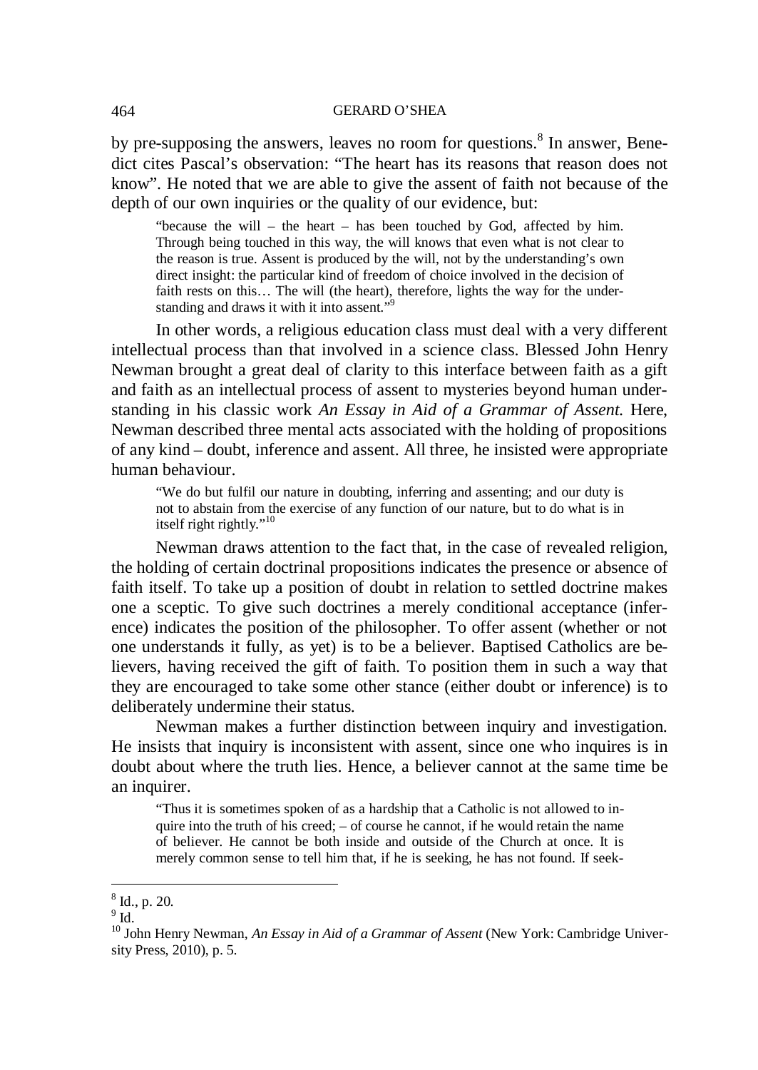by pre-supposing the answers, leaves no room for questions.[8] In answer, Benedict cites Pascal's observation: "The heart has its reasons that reason does not know". He noted that we are able to give the assent of faith not because of the depth of our own inquiries or the quality of our evidence, but:

> "because the will – the heart – has been touched by God, affected by him. Through being touched in this way, the will knows that even what is not clear to the reason is true. Assent is produced by the will, not by the understanding's own direct insight: the particular kind of freedom of choice involved in the decision of faith rests on this… The will (the heart), therefore, lights the way for the understanding and draws it with it into assent."[9]

In other words, a religious education class must deal with a very different intellectual process than that involved in a science class. Blessed John Henry Newman brought a great deal of clarity to this interface between faith as a gift and faith as an intellectual process of assent to mysteries beyond human understanding in his classic work *An Essay in Aid of a Grammar of Assent.* Here, Newman described three mental acts associated with the holding of propositions of any kind – doubt, inference and assent. All three, he insisted were appropriate human behaviour.

> "We do but fulfil our nature in doubting, inferring and assenting; and our duty is not to abstain from the exercise of any function of our nature, but to do what is in itself right rightly."[10]

Newman draws attention to the fact that, in the case of revealed religion, the holding of certain doctrinal propositions indicates the presence or absence of faith itself. To take up a position of doubt in relation to settled doctrine makes one a sceptic. To give such doctrines a merely conditional acceptance (inference) indicates the position of the philosopher. To offer assent (whether or not one understands it fully, as yet) is to be a believer. Baptised Catholics are believers, having received the gift of faith. To position them in such a way that they are encouraged to take some other stance (either doubt or inference) is to deliberately undermine their status.

Newman makes a further distinction between inquiry and investigation. He insists that inquiry is inconsistent with assent, since one who inquires is in doubt about where the truth lies. Hence, a believer cannot at the same time be an inquirer.

> "Thus it is sometimes spoken of as a hardship that a Catholic is not allowed to inquire into the truth of his creed; – of course he cannot, if he would retain the name of believer. He cannot be both inside and outside of the Church at once. It is merely common sense to tell him that, if he is seeking, he has not found. If seek-

---

[8] Id., p. 20.

[9] Id.

[10] John Henry Newman, *An Essay in Aid of a Grammar of Assent* (New York: Cambridge University Press, 2010), p. 5.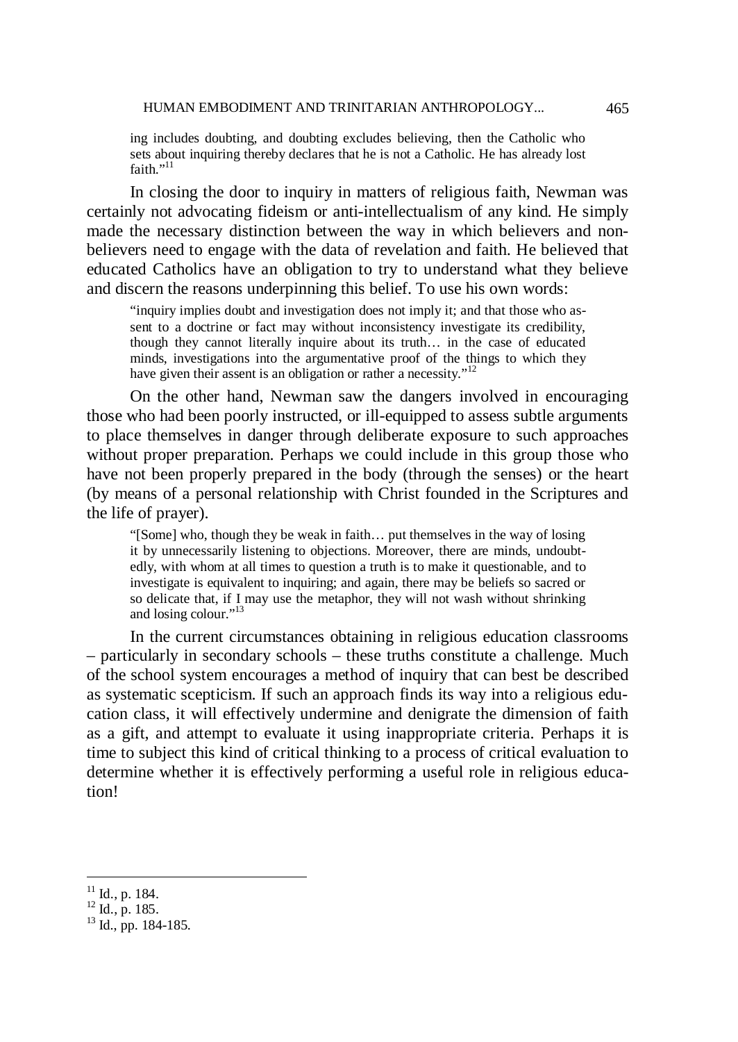> ing includes doubting, and doubting excludes believing, then the Catholic who sets about inquiring thereby declares that he is not a Catholic. He has already lost faith."[11]

In closing the door to inquiry in matters of religious faith, Newman was certainly not advocating fideism or anti-intellectualism of any kind. He simply made the necessary distinction between the way in which believers and non-believers need to engage with the data of revelation and faith. He believed that educated Catholics have an obligation to try to understand what they believe and discern the reasons underpinning this belief. To use his own words:

> "inquiry implies doubt and investigation does not imply it; and that those who assent to a doctrine or fact may without inconsistency investigate its credibility, though they cannot literally inquire about its truth… in the case of educated minds, investigations into the argumentative proof of the things to which they have given their assent is an obligation or rather a necessity."[12]

On the other hand, Newman saw the dangers involved in encouraging those who had been poorly instructed, or ill-equipped to assess subtle arguments to place themselves in danger through deliberate exposure to such approaches without proper preparation. Perhaps we could include in this group those who have not been properly prepared in the body (through the senses) or the heart (by means of a personal relationship with Christ founded in the Scriptures and the life of prayer).

> "[Some] who, though they be weak in faith… put themselves in the way of losing it by unnecessarily listening to objections. Moreover, there are minds, undoubtedly, with whom at all times to question a truth is to make it questionable, and to investigate is equivalent to inquiring; and again, there may be beliefs so sacred or so delicate that, if I may use the metaphor, they will not wash without shrinking and losing colour."[13]

In the current circumstances obtaining in religious education classrooms – particularly in secondary schools – these truths constitute a challenge. Much of the school system encourages a method of inquiry that can best be described as systematic scepticism. If such an approach finds its way into a religious education class, it will effectively undermine and denigrate the dimension of faith as a gift, and attempt to evaluate it using inappropriate criteria. Perhaps it is time to subject this kind of critical thinking to a process of critical evaluation to determine whether it is effectively performing a useful role in religious education!

---

[11] Id., p. 184.

[12] Id., p. 185.

[13] Id., pp. 184-185.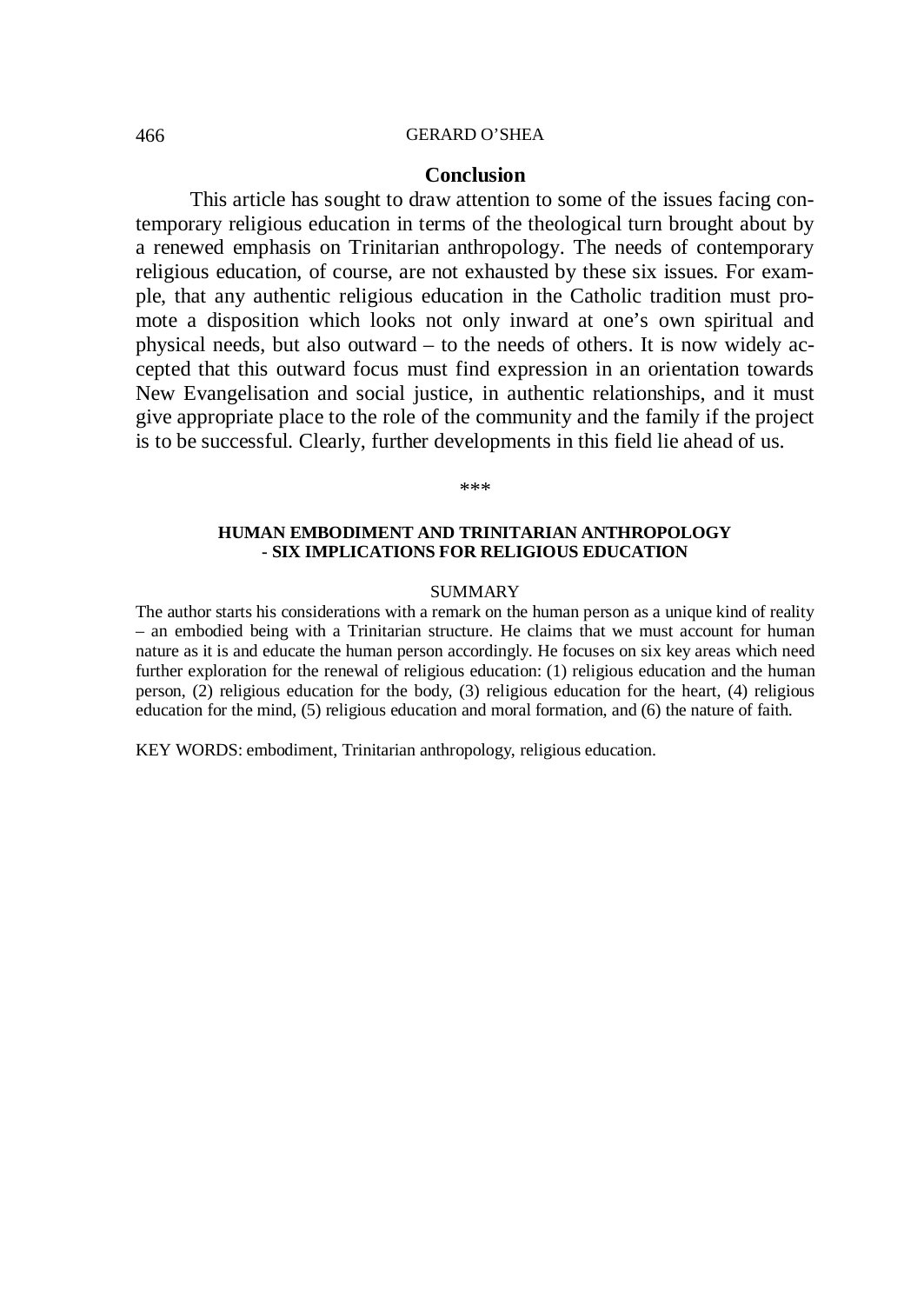## Conclusion

This article has sought to draw attention to some of the issues facing contemporary religious education in terms of the theological turn brought about by a renewed emphasis on Trinitarian anthropology. The needs of contemporary religious education, of course, are not exhausted by these six issues. For example, that any authentic religious education in the Catholic tradition must promote a disposition which looks not only inward at one's own spiritual and physical needs, but also outward – to the needs of others. It is now widely accepted that this outward focus must find expression in an orientation towards New Evangelisation and social justice, in authentic relationships, and it must give appropriate place to the role of the community and the family if the project is to be successful. Clearly, further developments in this field lie ahead of us.

\*\*\*

**HUMAN EMBODIMENT AND TRINITARIAN ANTHROPOLOGY - SIX IMPLICATIONS FOR RELIGIOUS EDUCATION**

SUMMARY

The author starts his considerations with a remark on the human person as a unique kind of reality – an embodied being with a Trinitarian structure. He claims that we must account for human nature as it is and educate the human person accordingly. He focuses on six key areas which need further exploration for the renewal of religious education: (1) religious education and the human person, (2) religious education for the body, (3) religious education for the heart, (4) religious education for the mind, (5) religious education and moral formation, and (6) the nature of faith.

KEY WORDS: embodiment, Trinitarian anthropology, religious education.